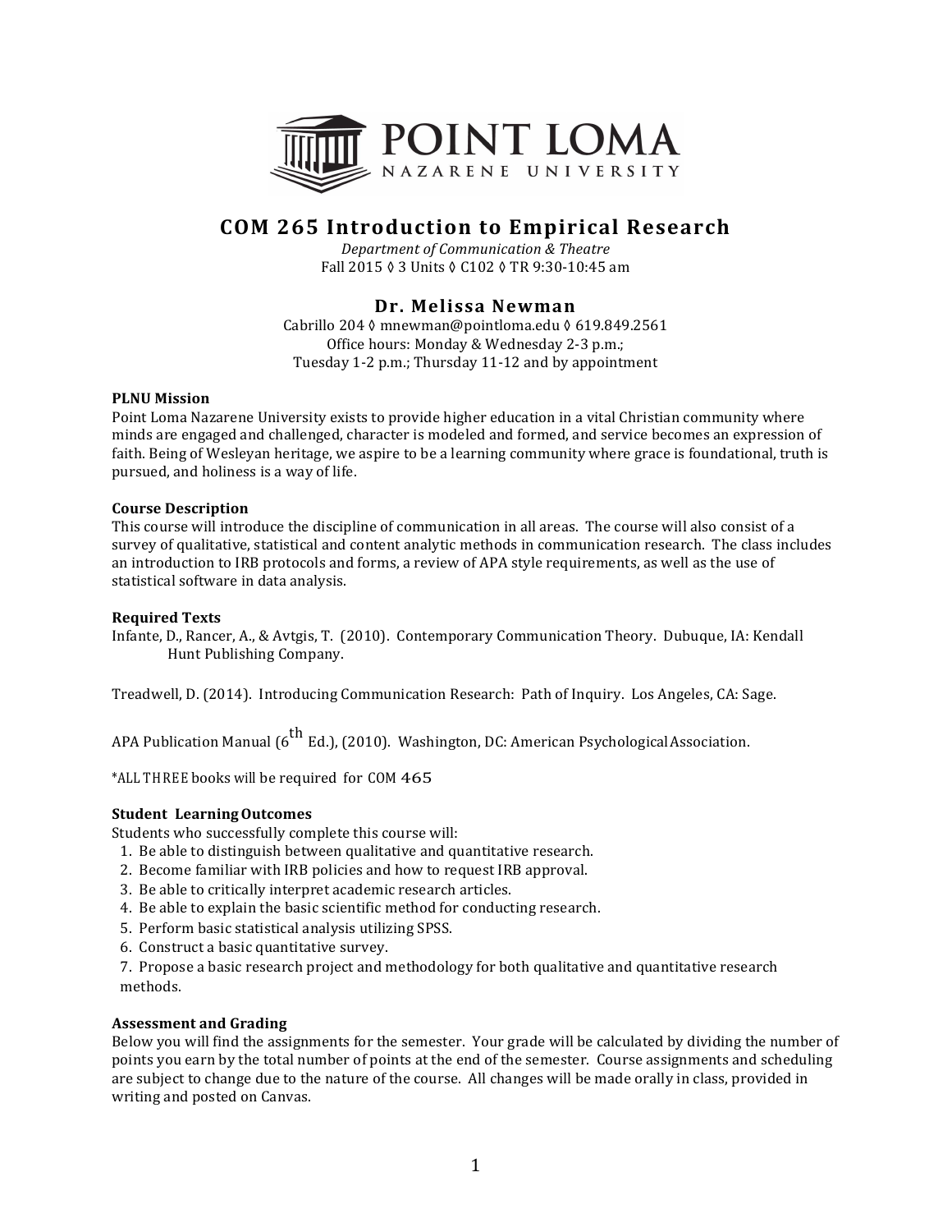# COM 265 Introduction to Empirical Research

*Department of Communication & Theatre*
Fall 2015 ◊ 3 Units ◊ C102 ◊ TR 9:30-10:45 am

## Dr. Melissa Newman

Cabrillo 204 ◊ mnewman@pointloma.edu ◊ 619.849.2561
Office hours: Monday & Wednesday 2-3 p.m.;
Tuesday 1-2 p.m.; Thursday 11-12 and by appointment

**PLNU Mission**

Point Loma Nazarene University exists to provide higher education in a vital Christian community where minds are engaged and challenged, character is modeled and formed, and service becomes an expression of faith. Being of Wesleyan heritage, we aspire to be a learning community where grace is foundational, truth is pursued, and holiness is a way of life.

**Course Description**

This course will introduce the discipline of communication in all areas. The course will also consist of a survey of qualitative, statistical and content analytic methods in communication research. The class includes an introduction to IRB protocols and forms, a review of APA style requirements, as well as the use of statistical software in data analysis.

**Required Texts**

Infante, D., Rancer, A., & Avtgis, T. (2010). Contemporary Communication Theory. Dubuque, IA: Kendall Hunt Publishing Company.

Treadwell, D. (2014). Introducing Communication Research: Path of Inquiry. Los Angeles, CA: Sage.

APA Publication Manual (6th Ed.), (2010). Washington, DC: American Psychological Association.

*ALL THREE books will be required for COM 465

**Student Learning Outcomes**

Students who successfully complete this course will:

1. Be able to distinguish between qualitative and quantitative research.
2. Become familiar with IRB policies and how to request IRB approval.
3. Be able to critically interpret academic research articles.
4. Be able to explain the basic scientific method for conducting research.
5. Perform basic statistical analysis utilizing SPSS.
6. Construct a basic quantitative survey.
7. Propose a basic research project and methodology for both qualitative and quantitative research methods.

**Assessment and Grading**

Below you will find the assignments for the semester. Your grade will be calculated by dividing the number of points you earn by the total number of points at the end of the semester. Course assignments and scheduling are subject to change due to the nature of the course. All changes will be made orally in class, provided in writing and posted on Canvas.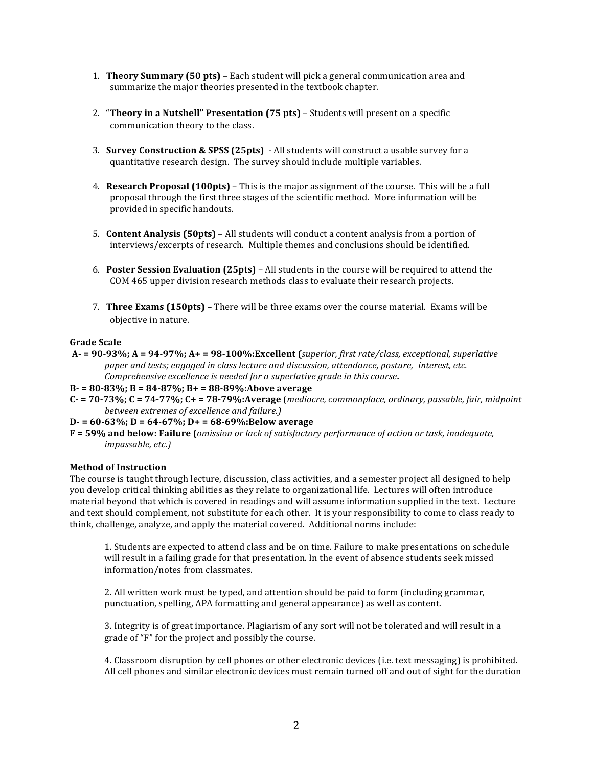1. **Theory Summary (50 pts)** – Each student will pick a general communication area and summarize the major theories presented in the textbook chapter.

2. "**Theory in a Nutshell" Presentation (75 pts)** – Students will present on a specific communication theory to the class.

3. **Survey Construction & SPSS (25pts)** - All students will construct a usable survey for a quantitative research design. The survey should include multiple variables.

4. **Research Proposal (100pts)** – This is the major assignment of the course. This will be a full proposal through the first three stages of the scientific method. More information will be provided in specific handouts.

5. **Content Analysis (50pts)** – All students will conduct a content analysis from a portion of interviews/excerpts of research. Multiple themes and conclusions should be identified.

6. **Poster Session Evaluation (25pts)** – All students in the course will be required to attend the COM 465 upper division research methods class to evaluate their research projects.

7. **Three Exams (150pts) –** There will be three exams over the course material. Exams will be objective in nature.

**Grade Scale**

**A- = 90-93%; A = 94-97%; A+ = 98-100%:Excellent (***superior, first rate/class, exceptional, superlative paper and tests; engaged in class lecture and discussion, attendance, posture, interest, etc. Comprehensive excellence is needed for a superlative grade in this course***.**

**B- = 80-83%; B = 84-87%; B+ = 88-89%:Above average**

**C- = 70-73%; C = 74-77%; C+ = 78-79%:Average** (*mediocre, commonplace, ordinary, passable, fair, midpoint between extremes of excellence and failure.)*

**D- = 60-63%; D = 64-67%; D+ = 68-69%:Below average**

**F = 59% and below: Failure (***omission or lack of satisfactory performance of action or task, inadequate, impassable, etc.)*

**Method of Instruction**

The course is taught through lecture, discussion, class activities, and a semester project all designed to help you develop critical thinking abilities as they relate to organizational life. Lectures will often introduce material beyond that which is covered in readings and will assume information supplied in the text. Lecture and text should complement, not substitute for each other. It is your responsibility to come to class ready to think, challenge, analyze, and apply the material covered. Additional norms include:

1. Students are expected to attend class and be on time. Failure to make presentations on schedule will result in a failing grade for that presentation. In the event of absence students seek missed information/notes from classmates.

2. All written work must be typed, and attention should be paid to form (including grammar, punctuation, spelling, APA formatting and general appearance) as well as content.

3. Integrity is of great importance. Plagiarism of any sort will not be tolerated and will result in a grade of "F" for the project and possibly the course.

4. Classroom disruption by cell phones or other electronic devices (i.e. text messaging) is prohibited. All cell phones and similar electronic devices must remain turned off and out of sight for the duration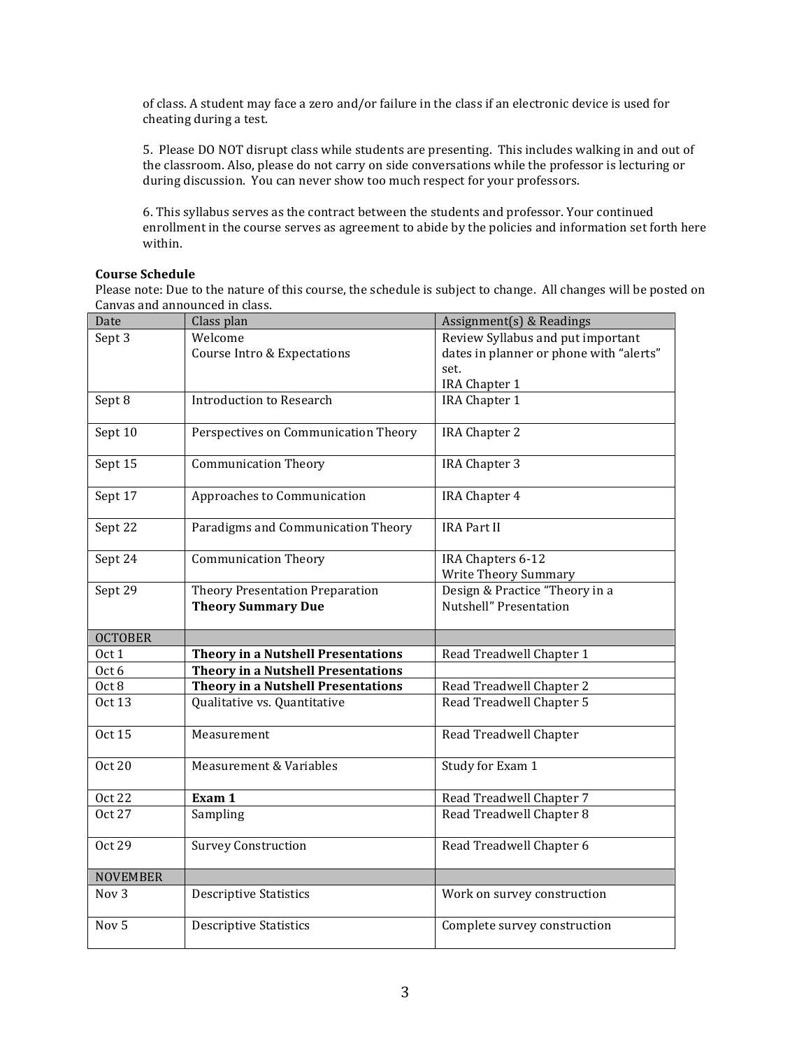of class. A student may face a zero and/or failure in the class if an electronic device is used for cheating during a test.

5. Please DO NOT disrupt class while students are presenting. This includes walking in and out of the classroom. Also, please do not carry on side conversations while the professor is lecturing or during discussion. You can never show too much respect for your professors.

6. This syllabus serves as the contract between the students and professor. Your continued enrollment in the course serves as agreement to abide by the policies and information set forth here within.

**Course Schedule**

Please note: Due to the nature of this course, the schedule is subject to change. All changes will be posted on Canvas and announced in class.

| Date | Class plan | Assignment(s) & Readings |
| --- | --- | --- |
| Sept 3 | Welcome<br>Course Intro & Expectations | Review Syllabus and put important dates in planner or phone with "alerts" set.<br>IRA Chapter 1 |
| Sept 8 | Introduction to Research | IRA Chapter 1 |
| Sept 10 | Perspectives on Communication Theory | IRA Chapter 2 |
| Sept 15 | Communication Theory | IRA Chapter 3 |
| Sept 17 | Approaches to Communication | IRA Chapter 4 |
| Sept 22 | Paradigms and Communication Theory | IRA Part II |
| Sept 24 | Communication Theory | IRA Chapters 6-12<br>Write Theory Summary |
| Sept 29 | Theory Presentation Preparation<br>**Theory Summary Due** | Design & Practice "Theory in a Nutshell" Presentation |
| OCTOBER | | |
| Oct 1 | **Theory in a Nutshell Presentations** | Read Treadwell Chapter 1 |
| Oct 6 | **Theory in a Nutshell Presentations** | |
| Oct 8 | **Theory in a Nutshell Presentations** | Read Treadwell Chapter 2 |
| Oct 13 | Qualitative vs. Quantitative | Read Treadwell Chapter 5 |
| Oct 15 | Measurement | Read Treadwell Chapter |
| Oct 20 | Measurement & Variables | Study for Exam 1 |
| Oct 22 | **Exam 1** | Read Treadwell Chapter 7 |
| Oct 27 | Sampling | Read Treadwell Chapter 8 |
| Oct 29 | Survey Construction | Read Treadwell Chapter 6 |
| NOVEMBER | | |
| Nov 3 | Descriptive Statistics | Work on survey construction |
| Nov 5 | Descriptive Statistics | Complete survey construction |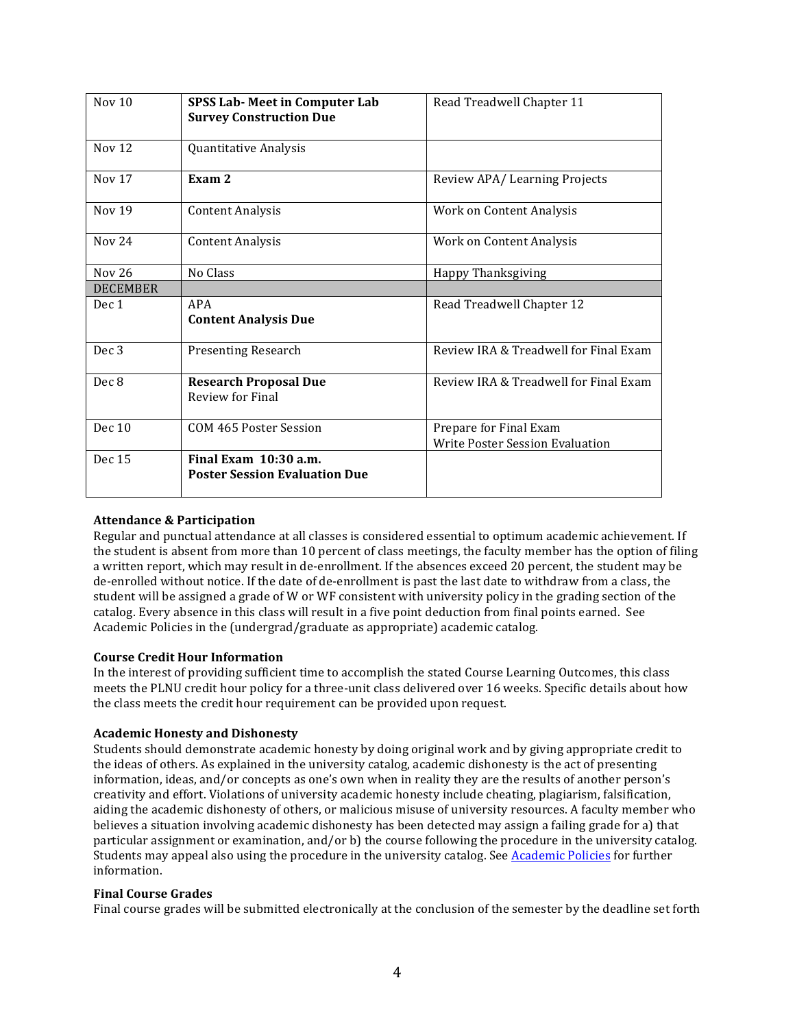| | | |
|---|---|---|
| Nov 10 | **SPSS Lab- Meet in Computer Lab**<br>**Survey Construction Due** | Read Treadwell Chapter 11 |
| Nov 12 | Quantitative Analysis | |
| Nov 17 | **Exam 2** | Review APA/ Learning Projects |
| Nov 19 | Content Analysis | Work on Content Analysis |
| Nov 24 | Content Analysis | Work on Content Analysis |
| Nov 26 | No Class | Happy Thanksgiving |
| DECEMBER | | |
| Dec 1 | APA<br>**Content Analysis Due** | Read Treadwell Chapter 12 |
| Dec 3 | Presenting Research | Review IRA & Treadwell for Final Exam |
| Dec 8 | **Research Proposal Due**<br>Review for Final | Review IRA & Treadwell for Final Exam |
| Dec 10 | COM 465 Poster Session | Prepare for Final Exam<br>Write Poster Session Evaluation |
| Dec 15 | **Final Exam 10:30 a.m.**<br>**Poster Session Evaluation Due** | |

**Attendance & Participation**

Regular and punctual attendance at all classes is considered essential to optimum academic achievement. If the student is absent from more than 10 percent of class meetings, the faculty member has the option of filing a written report, which may result in de-enrollment. If the absences exceed 20 percent, the student may be de-enrolled without notice. If the date of de-enrollment is past the last date to withdraw from a class, the student will be assigned a grade of W or WF consistent with university policy in the grading section of the catalog. Every absence in this class will result in a five point deduction from final points earned. See Academic Policies in the (undergrad/graduate as appropriate) academic catalog.

**Course Credit Hour Information**

In the interest of providing sufficient time to accomplish the stated Course Learning Outcomes, this class meets the PLNU credit hour policy for a three-unit class delivered over 16 weeks. Specific details about how the class meets the credit hour requirement can be provided upon request.

**Academic Honesty and Dishonesty**

Students should demonstrate academic honesty by doing original work and by giving appropriate credit to the ideas of others. As explained in the university catalog, academic dishonesty is the act of presenting information, ideas, and/or concepts as one's own when in reality they are the results of another person's creativity and effort. Violations of university academic honesty include cheating, plagiarism, falsification, aiding the academic dishonesty of others, or malicious misuse of university resources. A faculty member who believes a situation involving academic dishonesty has been detected may assign a failing grade for a) that particular assignment or examination, and/or b) the course following the procedure in the university catalog. Students may appeal also using the procedure in the university catalog. See Academic Policies for further information.

**Final Course Grades**

Final course grades will be submitted electronically at the conclusion of the semester by the deadline set forth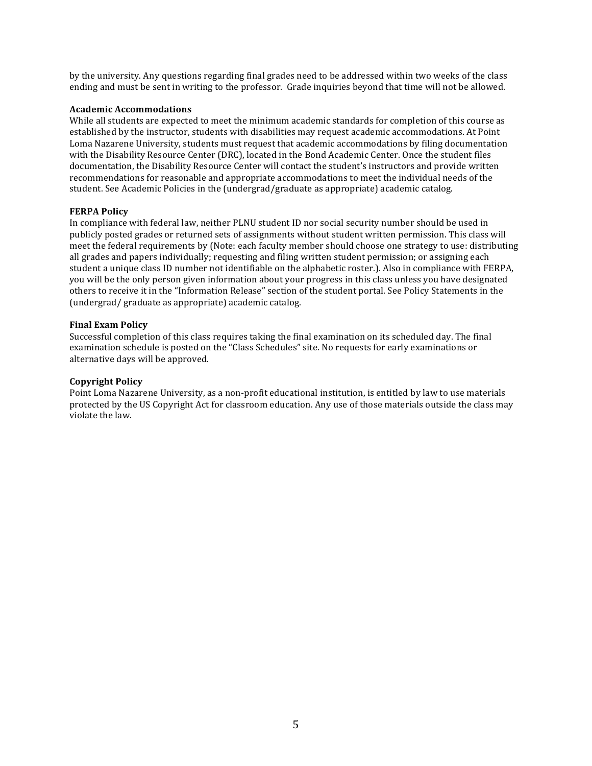by the university. Any questions regarding final grades need to be addressed within two weeks of the class ending and must be sent in writing to the professor. Grade inquiries beyond that time will not be allowed.

**Academic Accommodations**

While all students are expected to meet the minimum academic standards for completion of this course as established by the instructor, students with disabilities may request academic accommodations. At Point Loma Nazarene University, students must request that academic accommodations by filing documentation with the Disability Resource Center (DRC), located in the Bond Academic Center. Once the student files documentation, the Disability Resource Center will contact the student's instructors and provide written recommendations for reasonable and appropriate accommodations to meet the individual needs of the student. See Academic Policies in the (undergrad/graduate as appropriate) academic catalog.

**FERPA Policy**

In compliance with federal law, neither PLNU student ID nor social security number should be used in publicly posted grades or returned sets of assignments without student written permission. This class will meet the federal requirements by (Note: each faculty member should choose one strategy to use: distributing all grades and papers individually; requesting and filing written student permission; or assigning each student a unique class ID number not identifiable on the alphabetic roster.). Also in compliance with FERPA, you will be the only person given information about your progress in this class unless you have designated others to receive it in the "Information Release" section of the student portal. See Policy Statements in the (undergrad/ graduate as appropriate) academic catalog.

**Final Exam Policy**

Successful completion of this class requires taking the final examination on its scheduled day. The final examination schedule is posted on the "Class Schedules" site. No requests for early examinations or alternative days will be approved.

**Copyright Policy**

Point Loma Nazarene University, as a non-profit educational institution, is entitled by law to use materials protected by the US Copyright Act for classroom education. Any use of those materials outside the class may violate the law.